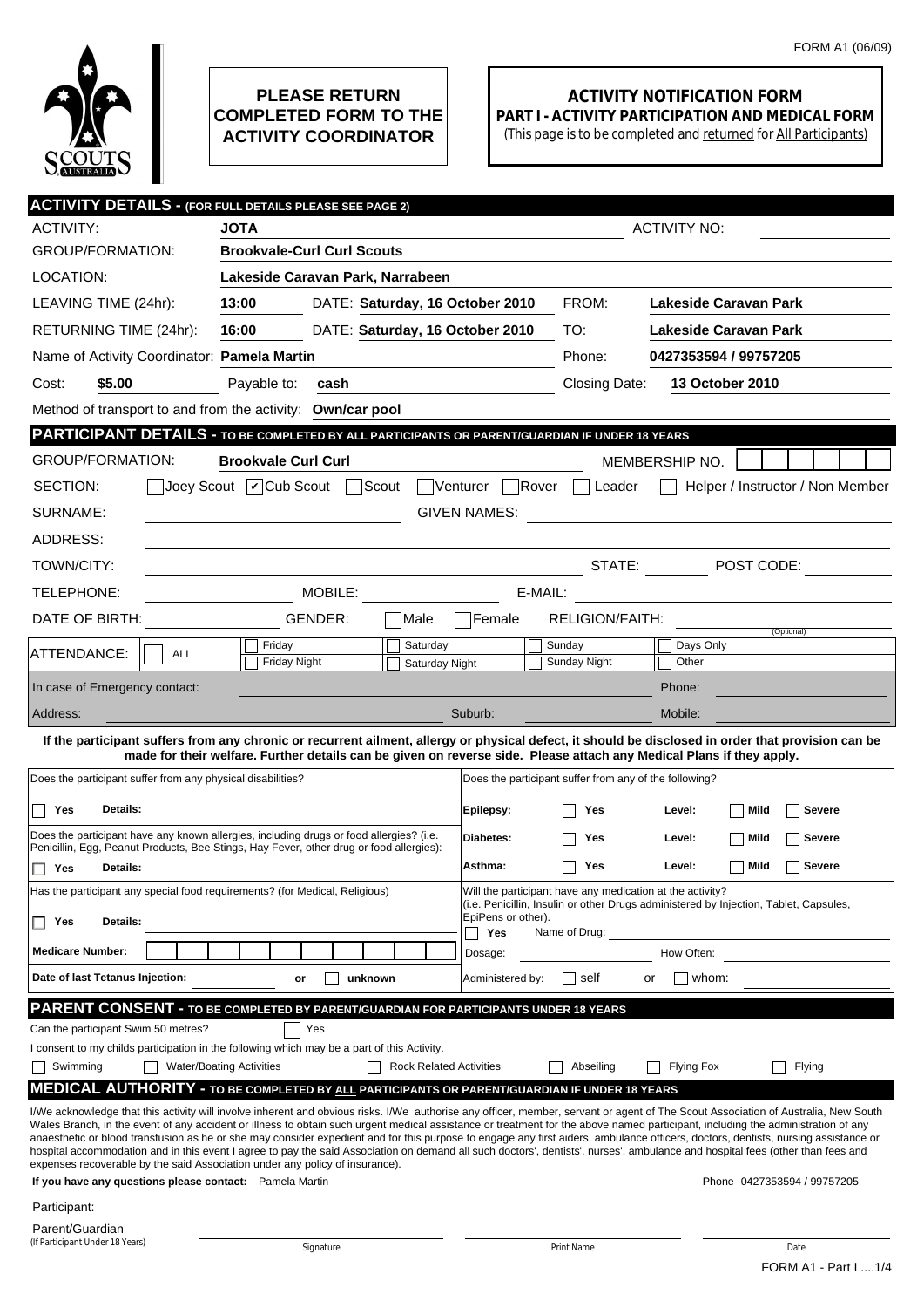FORM A1 (06/09)

**PLEASE RETURN COMPLETED FORM TO THE ACTIVITY COORDINATOR**

# ACTIVITY NOTIFICATION FORM

## PART I - ACTIVITY PARTICIPATION AND MEDICAL FORM

(This page is to be completed and returned for All Participants)

## ACTIVITY DETAILS - (FOR FULL DETAILS PLEASE SEE PAGE 2)

ACTIVITY: **JOTA** ACTIVITY NO:

GROUP/FORMATION: **Brookvale-Curl Curl Scouts**

LOCATION: **Lakeside Caravan Park, Narrabeen**

LEAVING TIME (24hr): **13:00** DATE: **Saturday, 16 October 2010** FROM: **Lakeside Caravan Park**

RETURNING TIME (24hr): **16:00** DATE: **Saturday, 16 October 2010** TO: **Lakeside Caravan Park**

Name of Activity Coordinator: **Pamela Martin** Phone: **0427353594 / 99757205**

Cost: **$5.00** Payable to: **cash** Closing Date: **13 October 2010**

Method of transport to and from the activity: **Own/car pool**

## PARTICIPANT DETAILS - TO BE COMPLETED BY ALL PARTICIPANTS OR PARENT/GUARDIAN IF UNDER 18 YEARS

GROUP/FORMATION: **Brookvale Curl Curl** MEMBERSHIP NO.

SECTION: ☐ Joey Scout ☑ Cub Scout ☐ Scout ☐ Venturer ☐ Rover ☐ Leader ☐ Helper / Instructor / Non Member

SURNAME: GIVEN NAMES:

ADDRESS:

TOWN/CITY: STATE: POST CODE:

TELEPHONE: MOBILE: E-MAIL:

DATE OF BIRTH: GENDER: ☐ Male ☐ Female RELIGION/FAITH: (Optional)

ATTENDANCE: ☐ ALL ☐ Friday ☐ Friday Night ☐ Saturday ☐ Saturday Night ☐ Sunday ☐ Sunday Night ☐ Days Only ☐ Other

In case of Emergency contact: Phone:

Address: Suburb: Mobile:

**If the participant suffers from any chronic or recurrent ailment, allergy or physical defect, it should be disclosed in order that provision can be made for their welfare. Further details can be given on reverse side. Please attach any Medical Plans if they apply.**

Does the participant suffer from any physical disabilities?

☐ **Yes** **Details:**

Does the participant have any known allergies, including drugs or food allergies? (i.e. Penicillin, Egg, Peanut Products, Bee Stings, Hay Fever, other drug or food allergies):

☐ **Yes** **Details:**

Has the participant any special food requirements? (for Medical, Religious)

☐ **Yes** **Details:**

**Medicare Number:**

**Date of last Tetanus Injection:** or ☐ **unknown**

Does the participant suffer from any of the following?

| | | | | |
|---|---|---|---|---|
| **Epilepsy:** | ☐ **Yes** | **Level:** | ☐ **Mild** | ☐ **Severe** |
| **Diabetes:** | ☐ **Yes** | **Level:** | ☐ **Mild** | ☐ **Severe** |
| **Asthma:** | ☐ **Yes** | **Level:** | ☐ **Mild** | ☐ **Severe** |

Will the participant have any medication at the activity? (i.e. Penicillin, Insulin or other Drugs administered by Injection, Tablet, Capsules, EpiPens or other).

☐ **Yes** Name of Drug:

Dosage: How Often:

Administered by: ☐ self or ☐ whom:

## PARENT CONSENT - TO BE COMPLETED BY PARENT/GUARDIAN FOR PARTICIPANTS UNDER 18 YEARS

Can the participant Swim 50 metres? ☐ Yes

I consent to my childs participation in the following which may be a part of this Activity.

☐ Swimming ☐ Water/Boating Activities ☐ Rock Related Activities ☐ Abseiling ☐ Flying Fox ☐ Flying

## MEDICAL AUTHORITY - TO BE COMPLETED BY ALL PARTICIPANTS OR PARENT/GUARDIAN IF UNDER 18 YEARS

I/We acknowledge that this activity will involve inherent and obvious risks. I/We authorise any officer, member, servant or agent of The Scout Association of Australia, New South Wales Branch, in the event of any accident or illness to obtain such urgent medical assistance or treatment for the above named participant, including the administration of any anaesthetic or blood transfusion as he or she may consider expedient and for this purpose to engage any first aiders, ambulance officers, doctors, dentists, nursing assistance or hospital accommodation and in this event I agree to pay the said Association on demand all such doctors', dentists', nurses', ambulance and hospital fees (other than fees and expenses recoverable by the said Association under any policy of insurance).

**If you have any questions please contact:** Pamela Martin Phone 0427353594 / 99757205

| | Signature | Print Name | Date |
|---|---|---|---|
| Participant: | | | |
| Parent/Guardian (If Participant Under 18 Years) | | | |

FORM A1 - Part I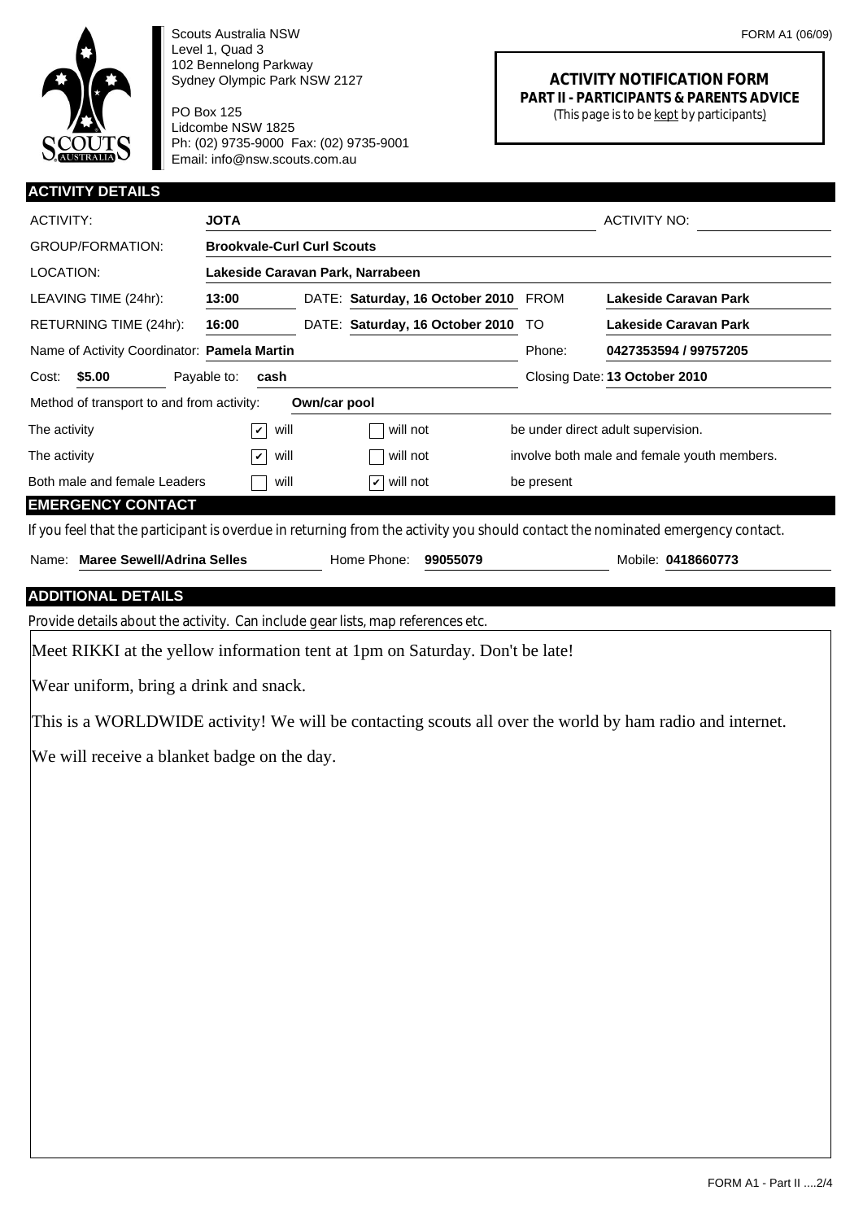Scouts Australia NSW
Level 1, Quad 3
102 Bennelong Parkway
Sydney Olympic Park NSW 2127

PO Box 125
Lidcombe NSW 1825
Ph: (02) 9735-9000 Fax: (02) 9735-9001
Email: info@nsw.scouts.com.au

FORM A1 (06/09)

# ACTIVITY NOTIFICATION FORM

## PART II - PARTICIPANTS & PARENTS ADVICE

*(This page is to be kept by participants)*

## ACTIVITY DETAILS

ACTIVITY: **JOTA** ACTIVITY NO:

GROUP/FORMATION: **Brookvale-Curl Curl Scouts**

LOCATION: **Lakeside Caravan Park, Narrabeen**

LEAVING TIME (24hr): **13:00** DATE: **Saturday, 16 October 2010** FROM **Lakeside Caravan Park**

RETURNING TIME (24hr): **16:00** DATE: **Saturday, 16 October 2010** TO **Lakeside Caravan Park**

Name of Activity Coordinator: **Pamela Martin** Phone: **0427353594 / 99757205**

Cost: **$5.00** Payable to: **cash** Closing Date: **13 October 2010**

Method of transport to and from activity: **Own/car pool**

The activity ☑ will ☐ will not be under direct adult supervision.

The activity ☑ will ☐ will not involve both male and female youth members.

Both male and female Leaders ☐ will ☑ will not be present

## EMERGENCY CONTACT

If you feel that the participant is overdue in returning from the activity you should contact the nominated emergency contact.

Name: **Maree Sewell/Adrina Selles** Home Phone: **99055079** Mobile: **0418660773**

## ADDITIONAL DETAILS

Provide details about the activity. Can include gear lists, map references etc.

Meet RIKKI at the yellow information tent at 1pm on Saturday. Don't be late!

Wear uniform, bring a drink and snack.

This is a WORLDWIDE activity! We will be contacting scouts all over the world by ham radio and internet.

We will receive a blanket badge on the day.

FORM A1 - Part II ....2/4